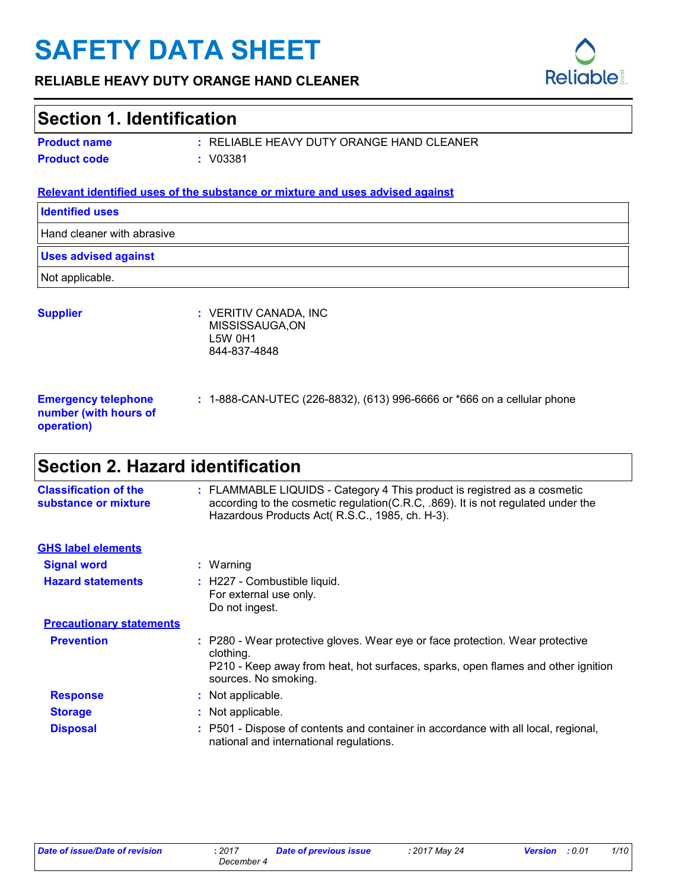# SAFETY DATA SHEET

**RELIABLE HEAVY DUTY ORANGE HAND CLEANER**

## Section 1. Identification

**Product name** : RELIABLE HEAVY DUTY ORANGE HAND CLEANER

**Product code** : V03381

**Relevant identified uses of the substance or mixture and uses advised against**

| Identified uses |
| --- |
| Hand cleaner with abrasive |
| **Uses advised against** |
| Not applicable. |

**Supplier** : VERITIV CANADA, INC
MISSISSAUGA,ON
L5W 0H1
844-837-4848

**Emergency telephone number (with hours of operation)** : 1-888-CAN-UTEC (226-8832), (613) 996-6666 or *666 on a cellular phone

## Section 2. Hazard identification

**Classification of the substance or mixture** : FLAMMABLE LIQUIDS - Category 4 This product is registred as a cosmetic according to the cosmetic regulation(C.R.C, .869). It is not regulated under the Hazardous Products Act( R.S.C., 1985, ch. H-3).

**GHS label elements**

**Signal word** : Warning

**Hazard statements** : H227 - Combustible liquid.
For external use only.
Do not ingest.

**Precautionary statements**

**Prevention** : P280 - Wear protective gloves. Wear eye or face protection. Wear protective clothing.
P210 - Keep away from heat, hot surfaces, sparks, open flames and other ignition sources. No smoking.

**Response** : Not applicable.

**Storage** : Not applicable.

**Disposal** : P501 - Dispose of contents and container in accordance with all local, regional, national and international regulations.

*Date of issue/Date of revision* : 2017 December 4 *Date of previous issue* : 2017 May 24 *Version* : 0.01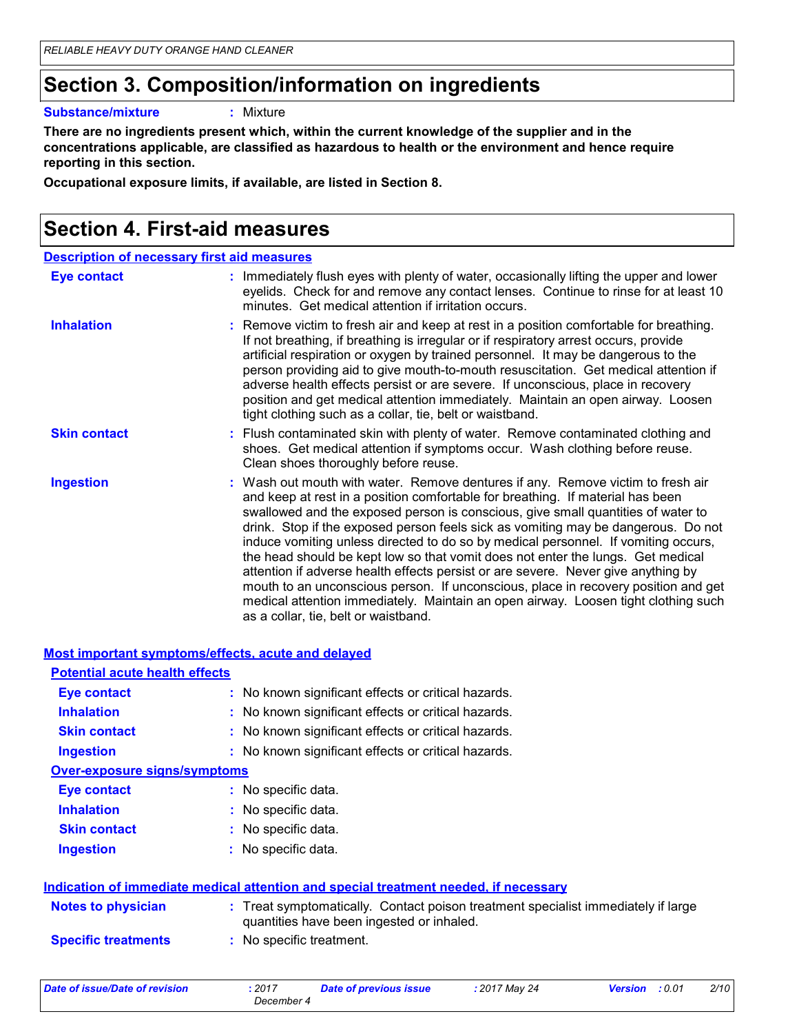# Section 3. Composition/information on ingredients

**Substance/mixture** : Mixture

**There are no ingredients present which, within the current knowledge of the supplier and in the concentrations applicable, are classified as hazardous to health or the environment and hence require reporting in this section.**

**Occupational exposure limits, if available, are listed in Section 8.**

# Section 4. First-aid measures

## Description of necessary first aid measures

**Eye contact** : Immediately flush eyes with plenty of water, occasionally lifting the upper and lower eyelids. Check for and remove any contact lenses. Continue to rinse for at least 10 minutes. Get medical attention if irritation occurs.

**Inhalation** : Remove victim to fresh air and keep at rest in a position comfortable for breathing. If not breathing, if breathing is irregular or if respiratory arrest occurs, provide artificial respiration or oxygen by trained personnel. It may be dangerous to the person providing aid to give mouth-to-mouth resuscitation. Get medical attention if adverse health effects persist or are severe. If unconscious, place in recovery position and get medical attention immediately. Maintain an open airway. Loosen tight clothing such as a collar, tie, belt or waistband.

**Skin contact** : Flush contaminated skin with plenty of water. Remove contaminated clothing and shoes. Get medical attention if symptoms occur. Wash clothing before reuse. Clean shoes thoroughly before reuse.

**Ingestion** : Wash out mouth with water. Remove dentures if any. Remove victim to fresh air and keep at rest in a position comfortable for breathing. If material has been swallowed and the exposed person is conscious, give small quantities of water to drink. Stop if the exposed person feels sick as vomiting may be dangerous. Do not induce vomiting unless directed to do so by medical personnel. If vomiting occurs, the head should be kept low so that vomit does not enter the lungs. Get medical attention if adverse health effects persist or are severe. Never give anything by mouth to an unconscious person. If unconscious, place in recovery position and get medical attention immediately. Maintain an open airway. Loosen tight clothing such as a collar, tie, belt or waistband.

## Most important symptoms/effects, acute and delayed

### Potential acute health effects

**Eye contact** : No known significant effects or critical hazards.

**Inhalation** : No known significant effects or critical hazards.

**Skin contact** : No known significant effects or critical hazards.

**Ingestion** : No known significant effects or critical hazards.

### Over-exposure signs/symptoms

**Eye contact** : No specific data.

**Inhalation** : No specific data.

**Skin contact** : No specific data.

**Ingestion** : No specific data.

## Indication of immediate medical attention and special treatment needed, if necessary

**Notes to physician** : Treat symptomatically. Contact poison treatment specialist immediately if large quantities have been ingested or inhaled.

**Specific treatments** : No specific treatment.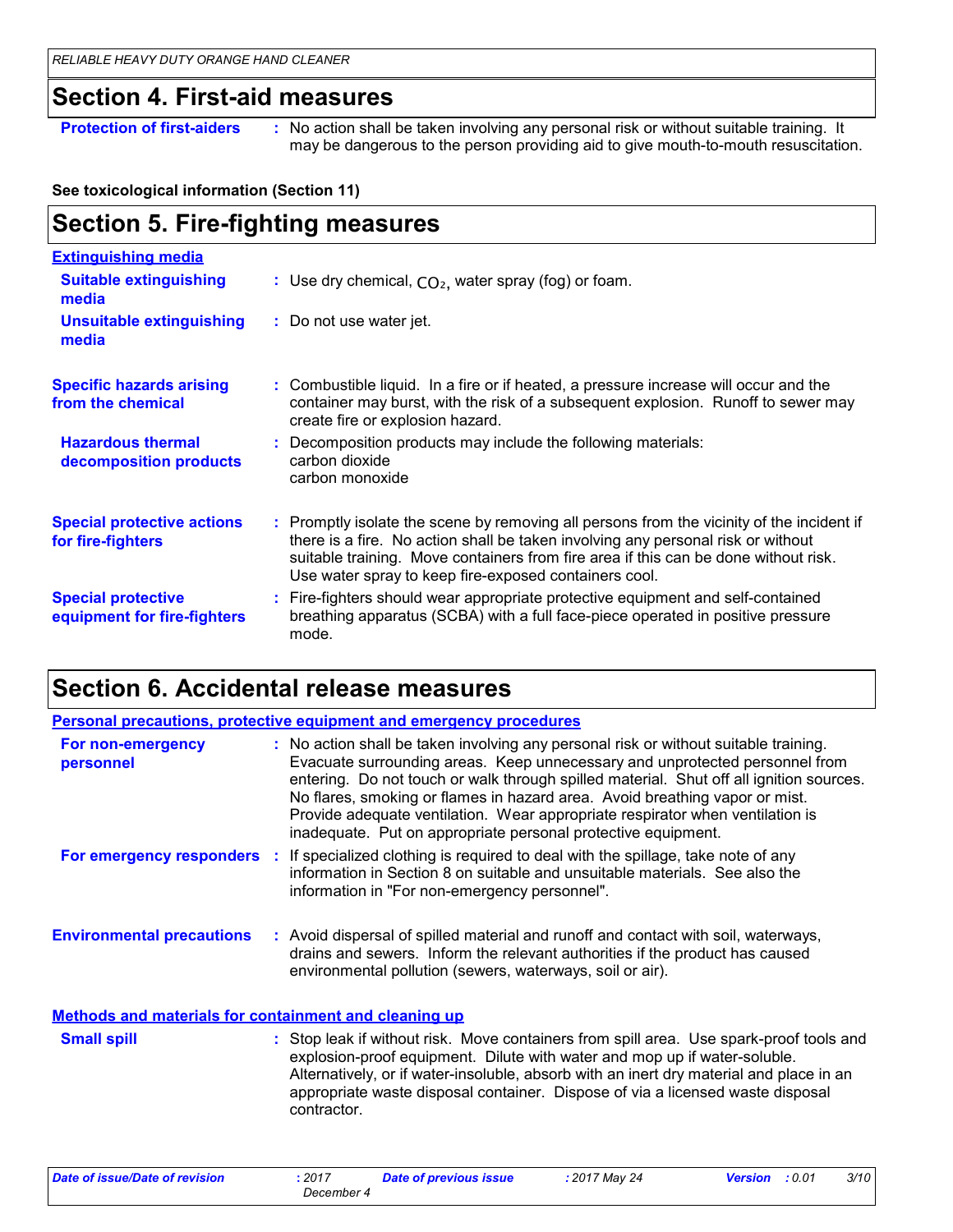## Section 4. First-aid measures

**Protection of first-aiders** : No action shall be taken involving any personal risk or without suitable training. It may be dangerous to the person providing aid to give mouth-to-mouth resuscitation.

**See toxicological information (Section 11)**

## Section 5. Fire-fighting measures

**Extinguishing media**

**Suitable extinguishing media** : Use dry chemical, $CO_2$, water spray (fog) or foam.

**Unsuitable extinguishing media** : Do not use water jet.

**Specific hazards arising from the chemical** : Combustible liquid. In a fire or if heated, a pressure increase will occur and the container may burst, with the risk of a subsequent explosion. Runoff to sewer may create fire or explosion hazard.

**Hazardous thermal decomposition products** : Decomposition products may include the following materials:
carbon dioxide
carbon monoxide

**Special protective actions for fire-fighters** : Promptly isolate the scene by removing all persons from the vicinity of the incident if there is a fire. No action shall be taken involving any personal risk or without suitable training. Move containers from fire area if this can be done without risk. Use water spray to keep fire-exposed containers cool.

**Special protective equipment for fire-fighters** : Fire-fighters should wear appropriate protective equipment and self-contained breathing apparatus (SCBA) with a full face-piece operated in positive pressure mode.

## Section 6. Accidental release measures

**Personal precautions, protective equipment and emergency procedures**

**For non-emergency personnel** : No action shall be taken involving any personal risk or without suitable training. Evacuate surrounding areas. Keep unnecessary and unprotected personnel from entering. Do not touch or walk through spilled material. Shut off all ignition sources. No flares, smoking or flames in hazard area. Avoid breathing vapor or mist. Provide adequate ventilation. Wear appropriate respirator when ventilation is inadequate. Put on appropriate personal protective equipment.

**For emergency responders** : If specialized clothing is required to deal with the spillage, take note of any information in Section 8 on suitable and unsuitable materials. See also the information in "For non-emergency personnel".

**Environmental precautions** : Avoid dispersal of spilled material and runoff and contact with soil, waterways, drains and sewers. Inform the relevant authorities if the product has caused environmental pollution (sewers, waterways, soil or air).

**Methods and materials for containment and cleaning up**

**Small spill** : Stop leak if without risk. Move containers from spill area. Use spark-proof tools and explosion-proof equipment. Dilute with water and mop up if water-soluble. Alternatively, or if water-insoluble, absorb with an inert dry material and place in an appropriate waste disposal container. Dispose of via a licensed waste disposal contractor.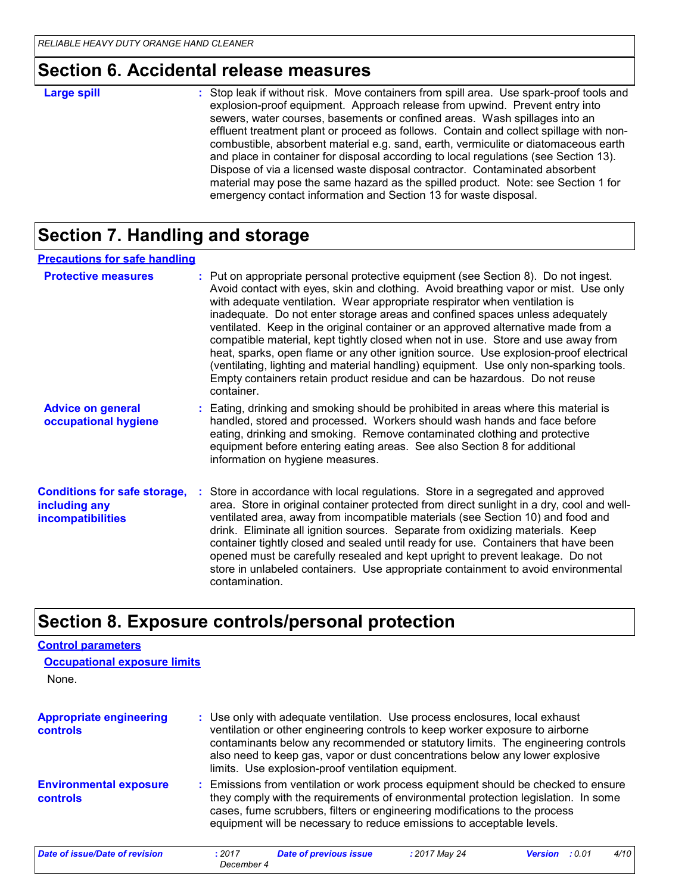## Section 6. Accidental release measures

**Large spill** : Stop leak if without risk. Move containers from spill area. Use spark-proof tools and explosion-proof equipment. Approach release from upwind. Prevent entry into sewers, water courses, basements or confined areas. Wash spillages into an effluent treatment plant or proceed as follows. Contain and collect spillage with non-combustible, absorbent material e.g. sand, earth, vermiculite or diatomaceous earth and place in container for disposal according to local regulations (see Section 13). Dispose of via a licensed waste disposal contractor. Contaminated absorbent material may pose the same hazard as the spilled product. Note: see Section 1 for emergency contact information and Section 13 for waste disposal.

## Section 7. Handling and storage

### Precautions for safe handling

**Protective measures** : Put on appropriate personal protective equipment (see Section 8). Do not ingest. Avoid contact with eyes, skin and clothing. Avoid breathing vapor or mist. Use only with adequate ventilation. Wear appropriate respirator when ventilation is inadequate. Do not enter storage areas and confined spaces unless adequately ventilated. Keep in the original container or an approved alternative made from a compatible material, kept tightly closed when not in use. Store and use away from heat, sparks, open flame or any other ignition source. Use explosion-proof electrical (ventilating, lighting and material handling) equipment. Use only non-sparking tools. Empty containers retain product residue and can be hazardous. Do not reuse container.

**Advice on general occupational hygiene** : Eating, drinking and smoking should be prohibited in areas where this material is handled, stored and processed. Workers should wash hands and face before eating, drinking and smoking. Remove contaminated clothing and protective equipment before entering eating areas. See also Section 8 for additional information on hygiene measures.

**Conditions for safe storage, including any incompatibilities** : Store in accordance with local regulations. Store in a segregated and approved area. Store in original container protected from direct sunlight in a dry, cool and well-ventilated area, away from incompatible materials (see Section 10) and food and drink. Eliminate all ignition sources. Separate from oxidizing materials. Keep container tightly closed and sealed until ready for use. Containers that have been opened must be carefully resealed and kept upright to prevent leakage. Do not store in unlabeled containers. Use appropriate containment to avoid environmental contamination.

## Section 8. Exposure controls/personal protection

### Control parameters

#### Occupational exposure limits

None.

**Appropriate engineering controls** : Use only with adequate ventilation. Use process enclosures, local exhaust ventilation or other engineering controls to keep worker exposure to airborne contaminants below any recommended or statutory limits. The engineering controls also need to keep gas, vapor or dust concentrations below any lower explosive limits. Use explosion-proof ventilation equipment.

**Environmental exposure controls** : Emissions from ventilation or work process equipment should be checked to ensure they comply with the requirements of environmental protection legislation. In some cases, fume scrubbers, filters or engineering modifications to the process equipment will be necessary to reduce emissions to acceptable levels.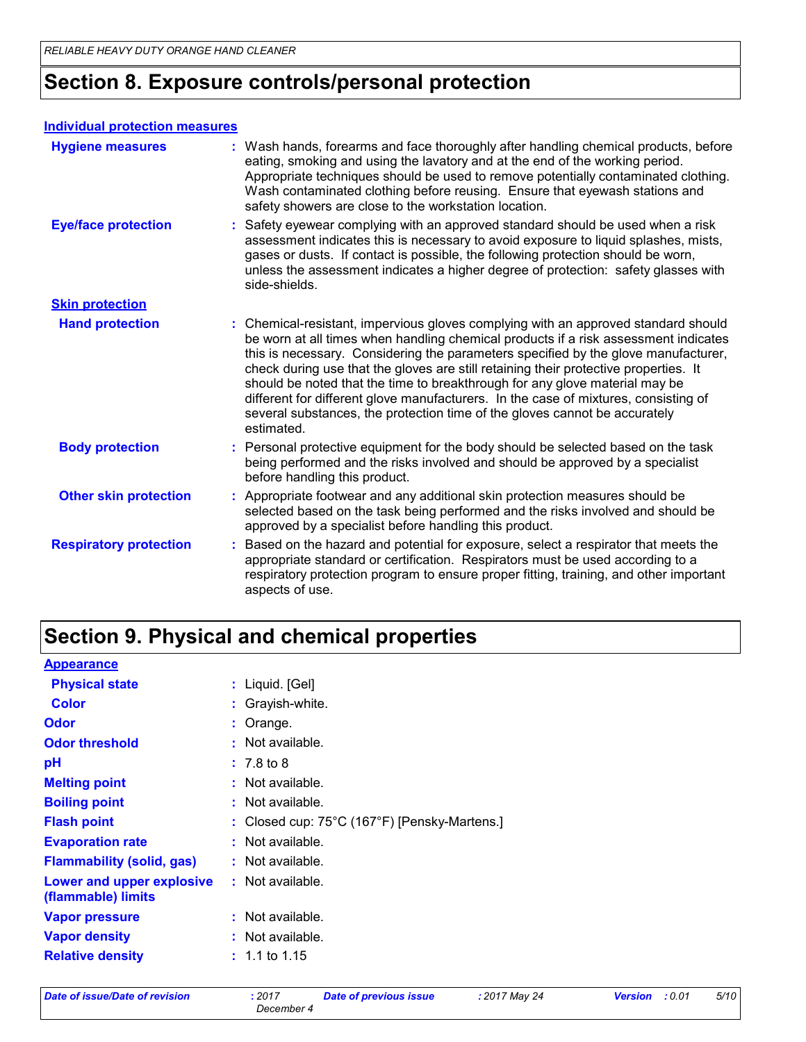# Section 8. Exposure controls/personal protection

### Individual protection measures

**Hygiene measures** : Wash hands, forearms and face thoroughly after handling chemical products, before eating, smoking and using the lavatory and at the end of the working period. Appropriate techniques should be used to remove potentially contaminated clothing. Wash contaminated clothing before reusing. Ensure that eyewash stations and safety showers are close to the workstation location.

**Eye/face protection** : Safety eyewear complying with an approved standard should be used when a risk assessment indicates this is necessary to avoid exposure to liquid splashes, mists, gases or dusts. If contact is possible, the following protection should be worn, unless the assessment indicates a higher degree of protection: safety glasses with side-shields.

#### Skin protection

**Hand protection** : Chemical-resistant, impervious gloves complying with an approved standard should be worn at all times when handling chemical products if a risk assessment indicates this is necessary. Considering the parameters specified by the glove manufacturer, check during use that the gloves are still retaining their protective properties. It should be noted that the time to breakthrough for any glove material may be different for different glove manufacturers. In the case of mixtures, consisting of several substances, the protection time of the gloves cannot be accurately estimated.

**Body protection** : Personal protective equipment for the body should be selected based on the task being performed and the risks involved and should be approved by a specialist before handling this product.

**Other skin protection** : Appropriate footwear and any additional skin protection measures should be selected based on the task being performed and the risks involved and should be approved by a specialist before handling this product.

**Respiratory protection** : Based on the hazard and potential for exposure, select a respirator that meets the appropriate standard or certification. Respirators must be used according to a respiratory protection program to ensure proper fitting, training, and other important aspects of use.

# Section 9. Physical and chemical properties

### Appearance

**Physical state** : Liquid. [Gel]

**Color** : Grayish-white.

**Odor** : Orange.

**Odor threshold** : Not available.

**pH** : 7.8 to 8

**Melting point** : Not available.

**Boiling point** : Not available.

**Flash point** : Closed cup: 75°C (167°F) [Pensky-Martens.]

**Evaporation rate** : Not available.

**Flammability (solid, gas)** : Not available.

**Lower and upper explosive (flammable) limits** : Not available.

**Vapor pressure** : Not available.

**Vapor density** : Not available.

**Relative density** : 1.1 to 1.15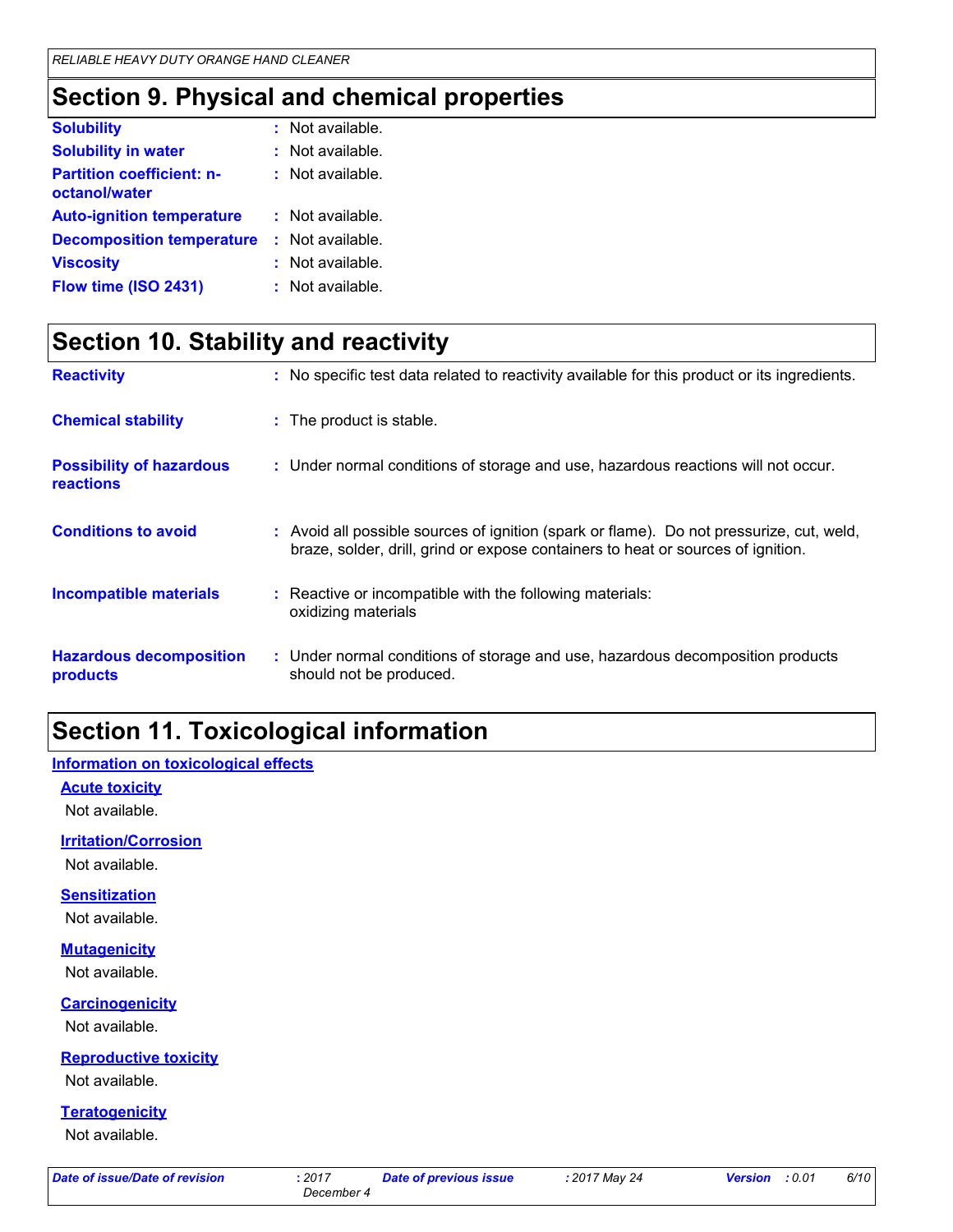## Section 9. Physical and chemical properties

| | |
|---|---|
| **Solubility** | : Not available. |
| **Solubility in water** | : Not available. |
| **Partition coefficient: n-octanol/water** | : Not available. |
| **Auto-ignition temperature** | : Not available. |
| **Decomposition temperature** | : Not available. |
| **Viscosity** | : Not available. |
| **Flow time (ISO 2431)** | : Not available. |

## Section 10. Stability and reactivity

| | |
|---|---|
| **Reactivity** | : No specific test data related to reactivity available for this product or its ingredients. |
| **Chemical stability** | : The product is stable. |
| **Possibility of hazardous reactions** | : Under normal conditions of storage and use, hazardous reactions will not occur. |
| **Conditions to avoid** | : Avoid all possible sources of ignition (spark or flame). Do not pressurize, cut, weld, braze, solder, drill, grind or expose containers to heat or sources of ignition. |
| **Incompatible materials** | : Reactive or incompatible with the following materials: oxidizing materials |
| **Hazardous decomposition products** | : Under normal conditions of storage and use, hazardous decomposition products should not be produced. |

## Section 11. Toxicological information

### Information on toxicological effects

#### Acute toxicity

Not available.

#### Irritation/Corrosion

Not available.

#### Sensitization

Not available.

#### Mutagenicity

Not available.

#### Carcinogenicity

Not available.

#### Reproductive toxicity

Not available.

#### Teratogenicity

Not available.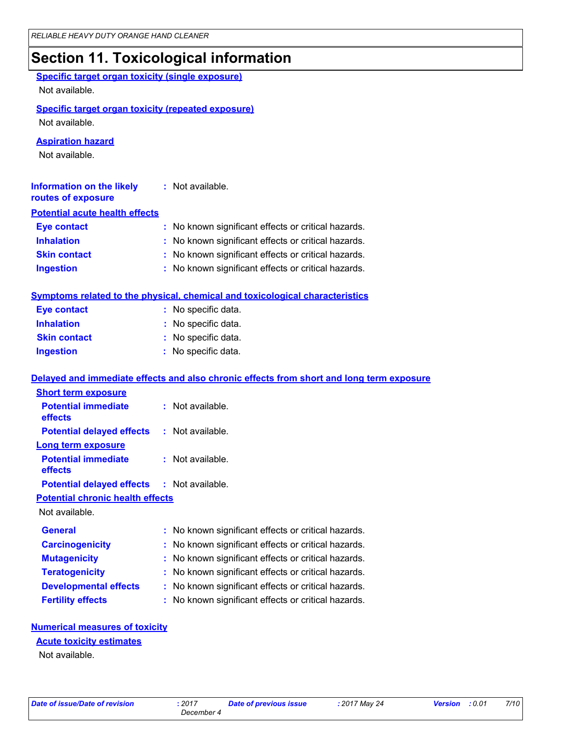## Section 11. Toxicological information

### Specific target organ toxicity (single exposure)

Not available.

### Specific target organ toxicity (repeated exposure)

Not available.

### Aspiration hazard

Not available.

**Information on the likely routes of exposure** : Not available.

### Potential acute health effects

**Eye contact** : No known significant effects or critical hazards.
**Inhalation** : No known significant effects or critical hazards.
**Skin contact** : No known significant effects or critical hazards.
**Ingestion** : No known significant effects or critical hazards.

### Symptoms related to the physical, chemical and toxicological characteristics

**Eye contact** : No specific data.
**Inhalation** : No specific data.
**Skin contact** : No specific data.
**Ingestion** : No specific data.

### Delayed and immediate effects and also chronic effects from short and long term exposure

#### Short term exposure

**Potential immediate effects** : Not available.
**Potential delayed effects** : Not available.

#### Long term exposure

**Potential immediate effects** : Not available.
**Potential delayed effects** : Not available.

#### Potential chronic health effects

Not available.

**General** : No known significant effects or critical hazards.
**Carcinogenicity** : No known significant effects or critical hazards.
**Mutagenicity** : No known significant effects or critical hazards.
**Teratogenicity** : No known significant effects or critical hazards.
**Developmental effects** : No known significant effects or critical hazards.
**Fertility effects** : No known significant effects or critical hazards.

### Numerical measures of toxicity

#### Acute toxicity estimates

Not available.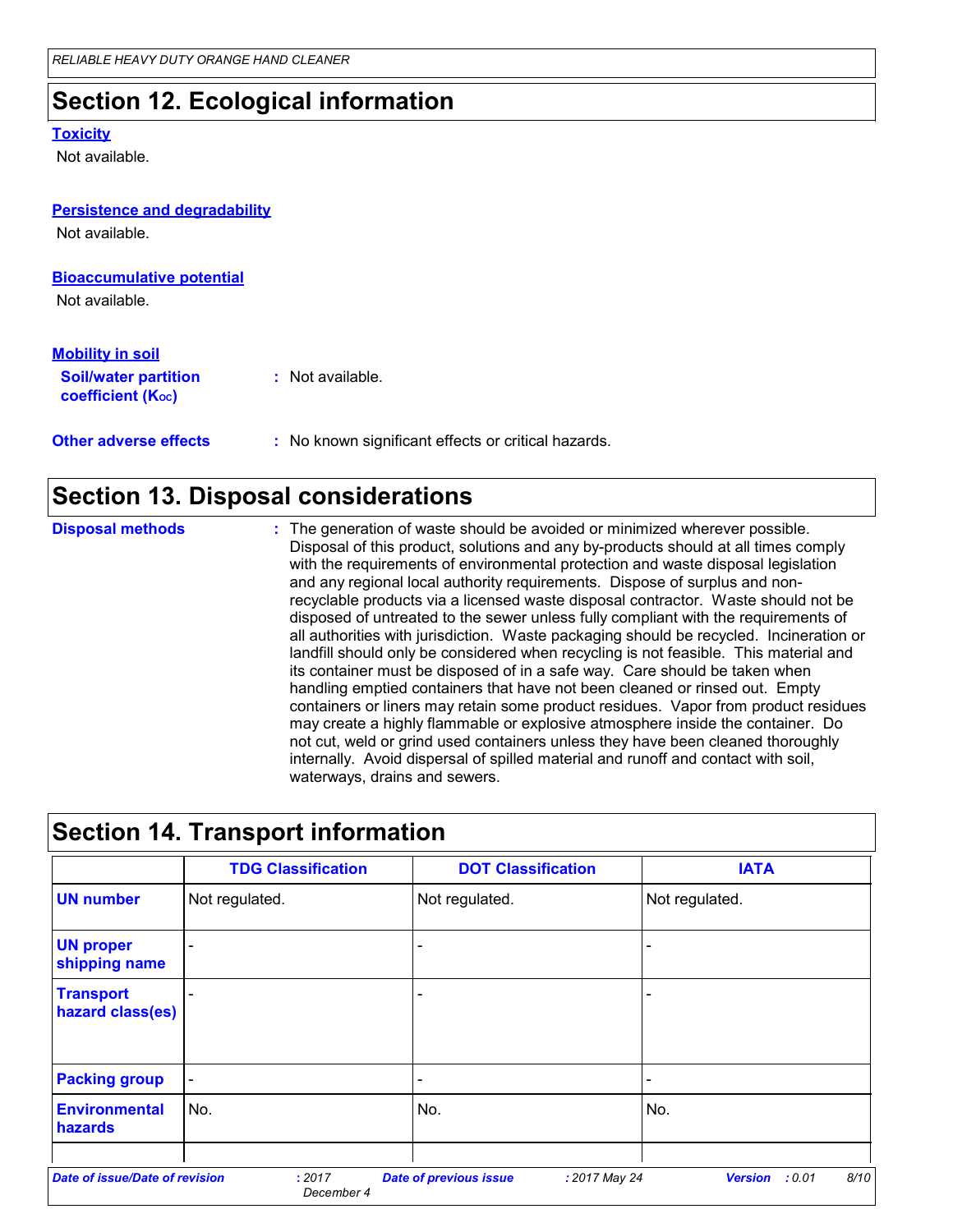## Section 12. Ecological information

### Toxicity

Not available.

### Persistence and degradability

Not available.

### Bioaccumulative potential

Not available.

### Mobility in soil

**Soil/water partition coefficient ($K_{OC}$)** : Not available.

**Other adverse effects** : No known significant effects or critical hazards.

## Section 13. Disposal considerations

**Disposal methods** : The generation of waste should be avoided or minimized wherever possible. Disposal of this product, solutions and any by-products should at all times comply with the requirements of environmental protection and waste disposal legislation and any regional local authority requirements. Dispose of surplus and non-recyclable products via a licensed waste disposal contractor. Waste should not be disposed of untreated to the sewer unless fully compliant with the requirements of all authorities with jurisdiction. Waste packaging should be recycled. Incineration or landfill should only be considered when recycling is not feasible. This material and its container must be disposed of in a safe way. Care should be taken when handling emptied containers that have not been cleaned or rinsed out. Empty containers or liners may retain some product residues. Vapor from product residues may create a highly flammable or explosive atmosphere inside the container. Do not cut, weld or grind used containers unless they have been cleaned thoroughly internally. Avoid dispersal of spilled material and runoff and contact with soil, waterways, drains and sewers.

## Section 14. Transport information

| | TDG Classification | DOT Classification | IATA |
|---|---|---|---|
| UN number | Not regulated. | Not regulated. | Not regulated. |
| UN proper shipping name | - | - | - |
| Transport hazard class(es) | - | - | - |
| Packing group | - | - | - |
| Environmental hazards | No. | No. | No. |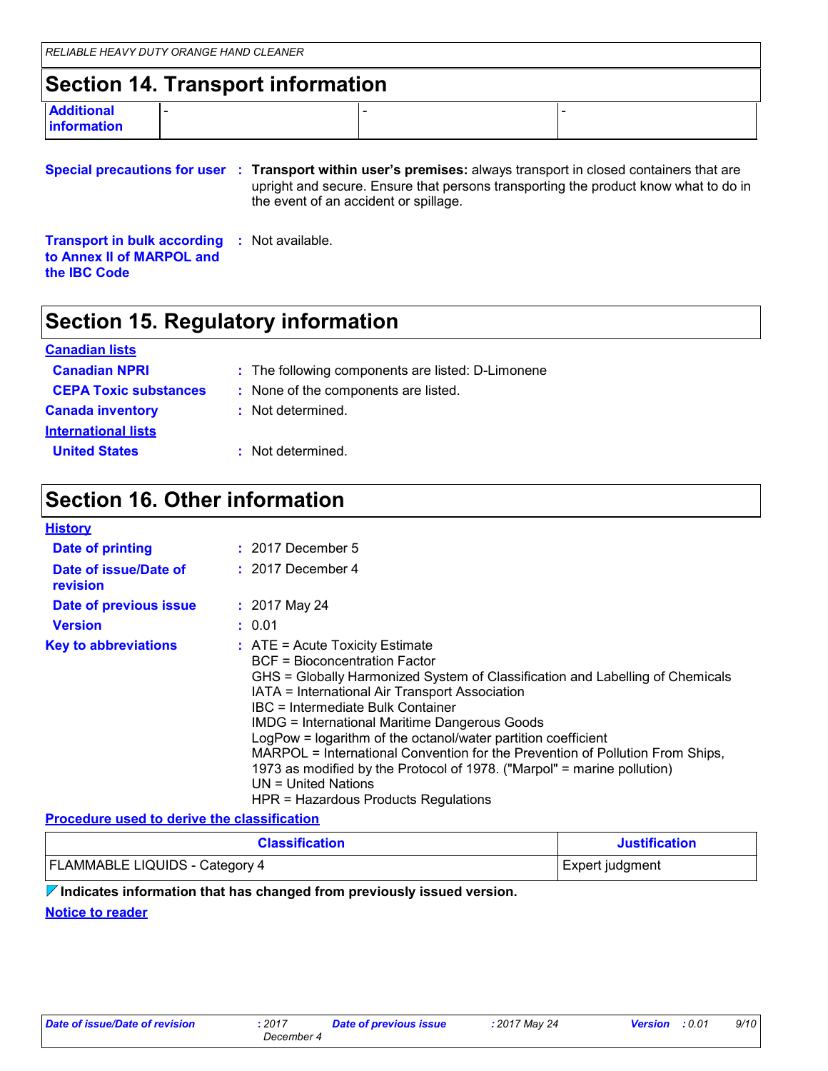## Section 14. Transport information

| Additional information | - | - | - |
|---|---|---|---|

**Special precautions for user** : **Transport within user's premises:** always transport in closed containers that are upright and secure. Ensure that persons transporting the product know what to do in the event of an accident or spillage.

**Transport in bulk according to Annex II of MARPOL and the IBC Code** : Not available.

## Section 15. Regulatory information

**Canadian lists**

**Canadian NPRI** : The following components are listed: D-Limonene

**CEPA Toxic substances** : None of the components are listed.

**Canada inventory** : Not determined.

**International lists**

**United States** : Not determined.

## Section 16. Other information

**History**

**Date of printing** : 2017 December 5

**Date of issue/Date of revision** : 2017 December 4

**Date of previous issue** : 2017 May 24

**Version** : 0.01

**Key to abbreviations** : ATE = Acute Toxicity Estimate
BCF = Bioconcentration Factor
GHS = Globally Harmonized System of Classification and Labelling of Chemicals
IATA = International Air Transport Association
IBC = Intermediate Bulk Container
IMDG = International Maritime Dangerous Goods
LogPow = logarithm of the octanol/water partition coefficient
MARPOL = International Convention for the Prevention of Pollution From Ships, 1973 as modified by the Protocol of 1978. ("Marpol" = marine pollution)
UN = United Nations
HPR = Hazardous Products Regulations

**Procedure used to derive the classification**

| Classification | Justification |
|---|---|
| FLAMMABLE LIQUIDS - Category 4 | Expert judgment |

**Indicates information that has changed from previously issued version.**

**Notice to reader**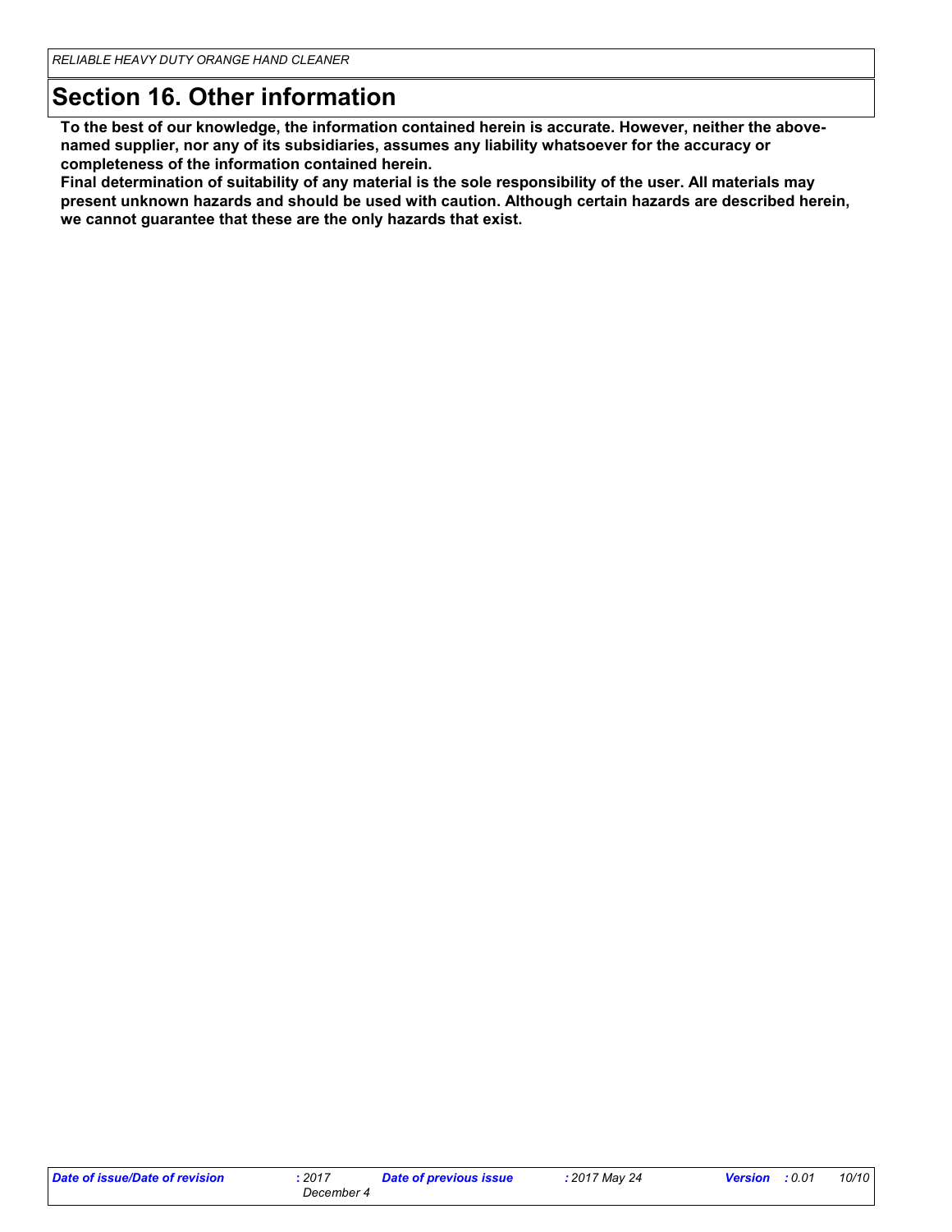## Section 16. Other information

**To the best of our knowledge, the information contained herein is accurate. However, neither the above-named supplier, nor any of its subsidiaries, assumes any liability whatsoever for the accuracy or completeness of the information contained herein.**

**Final determination of suitability of any material is the sole responsibility of the user. All materials may present unknown hazards and should be used with caution. Although certain hazards are described herein, we cannot guarantee that these are the only hazards that exist.**